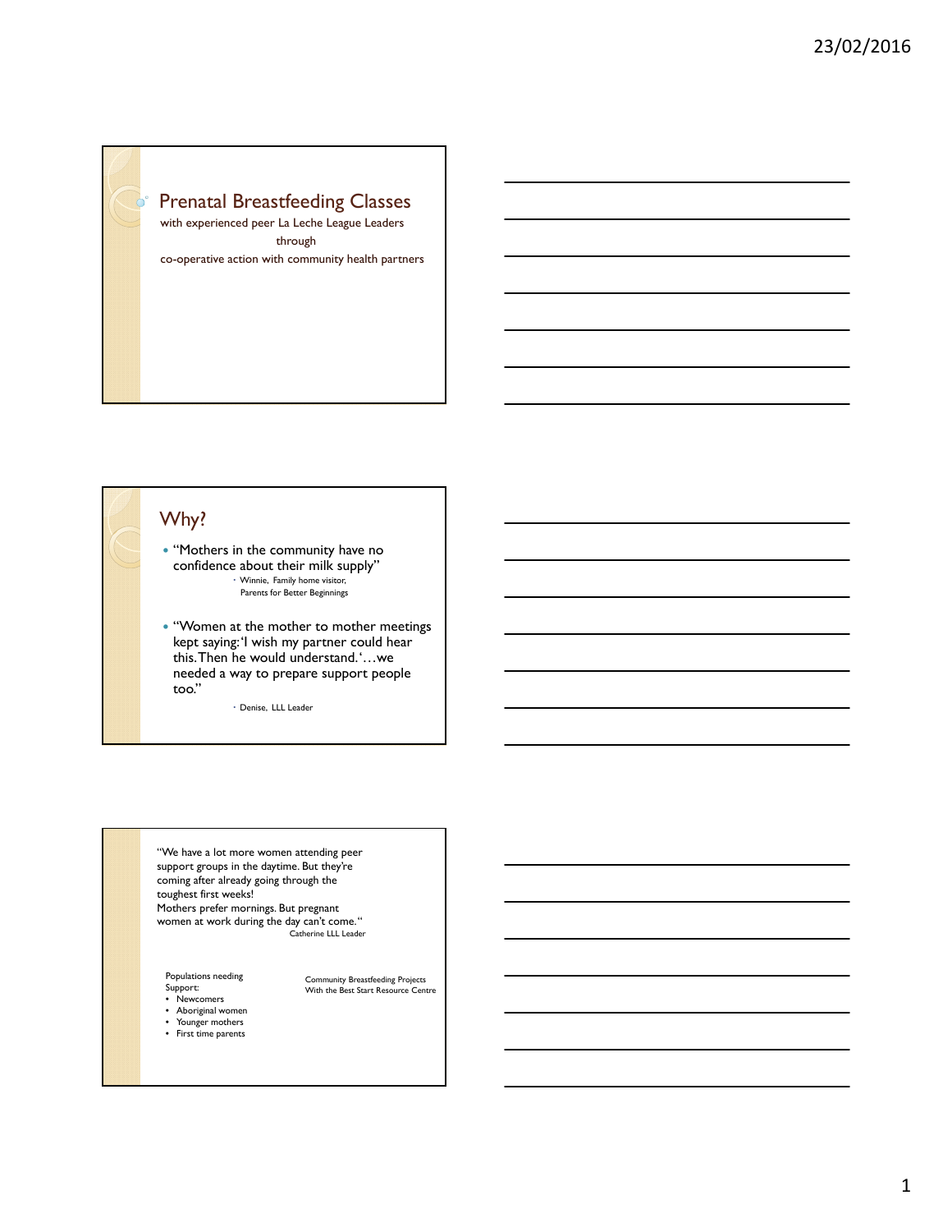# Prenatal Breastfeeding Classes

with experienced peer La Leche League Leaders

through

co-operative action with community health partners

## Why?

- "Mothers in the community have no confidence about their milk supply"
  - Winnie, Family home visitor, Parents for Better Beginnings
- "Women at the mother to mother meetings kept saying: 'I wish my partner could hear this. Then he would understand.' …we needed a way to prepare support people too."
  - Denise, LLL Leader

"We have a lot more women attending peer support groups in the daytime. But they're coming after already going through the toughest first weeks!
Mothers prefer mornings. But pregnant women at work during the day can't come."
Catherine LLL Leader

Populations needing Support:

- Newcomers
- Aboriginal women
- Younger mothers
- First time parents

Community Breastfeeding Projects With the Best Start Resource Centre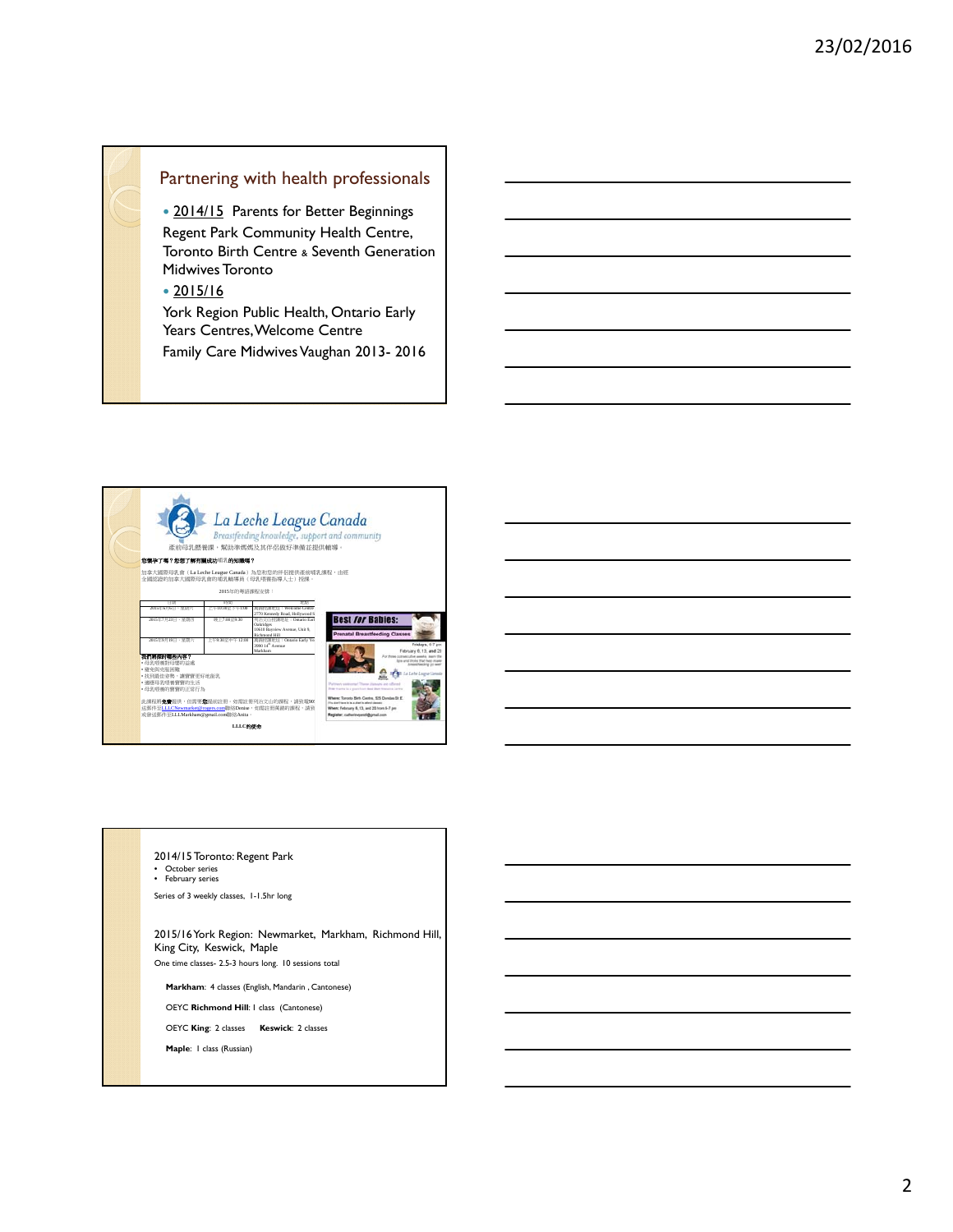## Partnering with health professionals

- 2014/15 Parents for Better Beginnings

Regent Park Community Health Centre, Toronto Birth Centre & Seventh Generation Midwives Toronto

- 2015/16

York Region Public Health, Ontario Early Years Centres, Welcome Centre

Family Care Midwives Vaughan 2013- 2016

---

La Leche League Canada

*Breastfeeding knowledge, support and community*

產前母乳餵養課，幫助準媽媽及其伴侶做好準備並提供輔導。

Best for Babies: Prenatal Breastfeeding Classes

---

2014/15 Toronto: Regent Park

- October series
- February series

Series of 3 weekly classes, 1-1.5hr long

2015/16 York Region: Newmarket, Markham, Richmond Hill, King City, Keswick, Maple

One time classes- 2.5-3 hours long. 10 sessions total

**Markham**: 4 classes (English, Mandarin , Cantonese)

OEYC **Richmond Hill**: 1 class (Cantonese)

OEYC **King**: 2 classes **Keswick**: 2 classes

**Maple**: 1 class (Russian)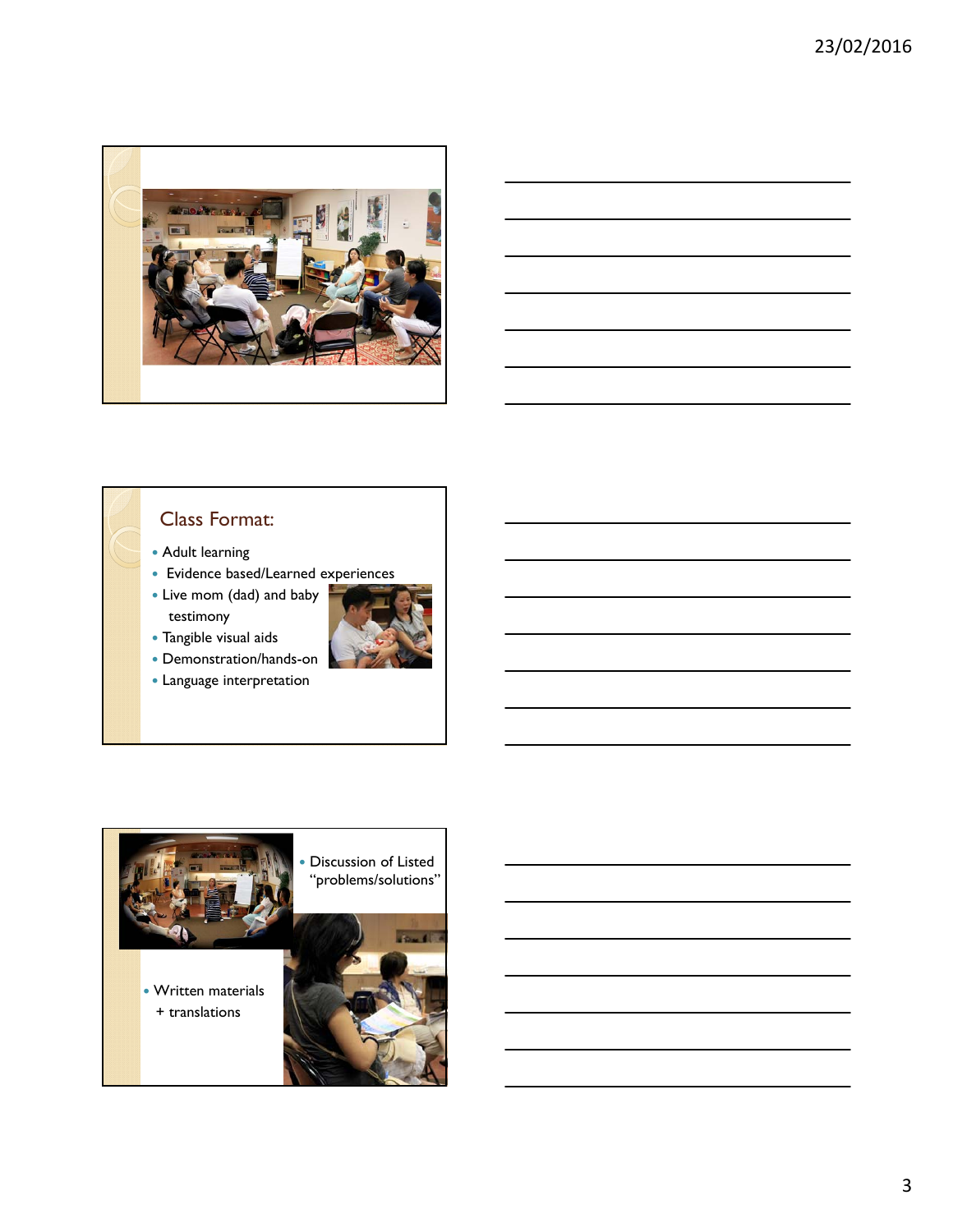## Class Format:

- Adult learning
- Evidence based/Learned experiences
- Live mom (dad) and baby testimony
- Tangible visual aids
- Demonstration/hands-on
- Language interpretation

- Discussion of Listed "problems/solutions"
- Written materials + translations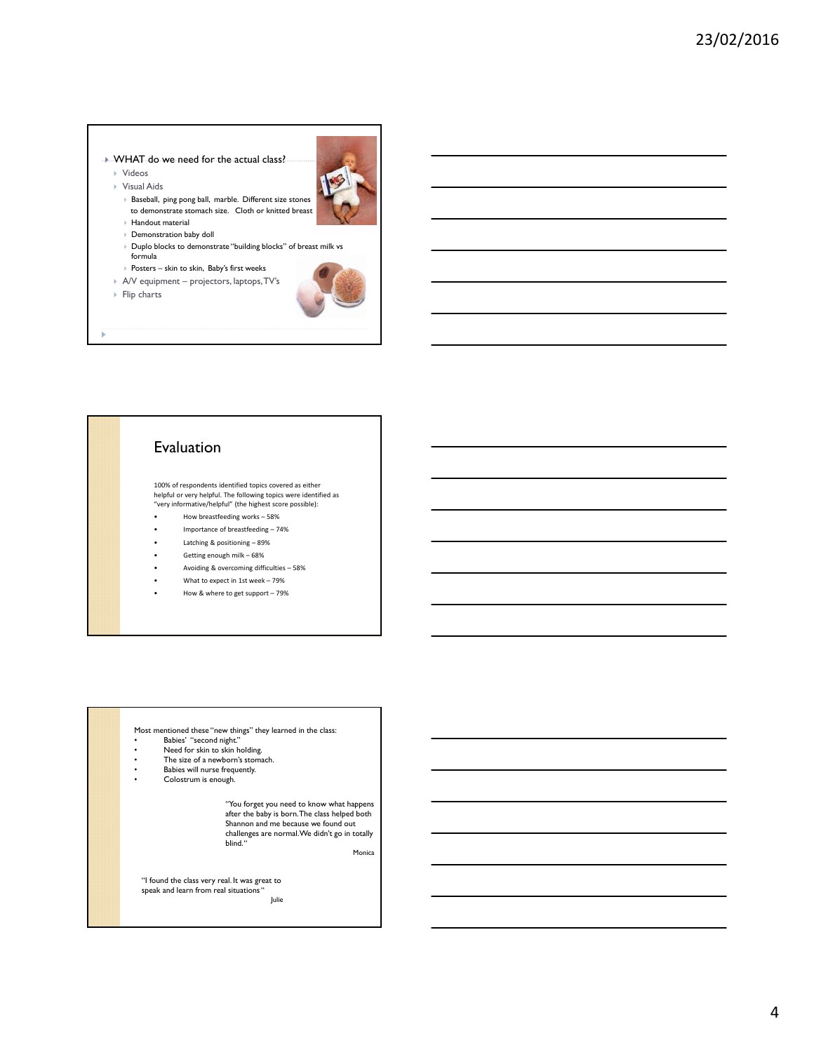- WHAT do we need for the actual class?
  - Videos
  - Visual Aids
    - Baseball, ping pong ball, marble. Different size stones to demonstrate stomach size. Cloth or knitted breast
    - Handout material
    - Demonstration baby doll
    - Duplo blocks to demonstrate "building blocks" of breast milk vs formula
    - Posters – skin to skin, Baby's first weeks
  - A/V equipment – projectors, laptops, TV's
  - Flip charts

## Evaluation

100% of respondents identified topics covered as either helpful or very helpful. The following topics were identified as "very informative/helpful" (the highest score possible):

- How breastfeeding works – 58%
- Importance of breastfeeding – 74%
- Latching & positioning – 89%
- Getting enough milk – 68%
- Avoiding & overcoming difficulties – 58%
- What to expect in 1st week – 79%
- How & where to get support – 79%

Most mentioned these "new things" they learned in the class:

- Babies' "second night."
- Need for skin to skin holding.
- The size of a newborn's stomach.
- Babies will nurse frequently.
- Colostrum is enough.

"You forget you need to know what happens after the baby is born. The class helped both Shannon and me because we found out challenges are normal. We didn't go in totally blind."

Monica

"I found the class very real. It was great to speak and learn from real situations"

Julie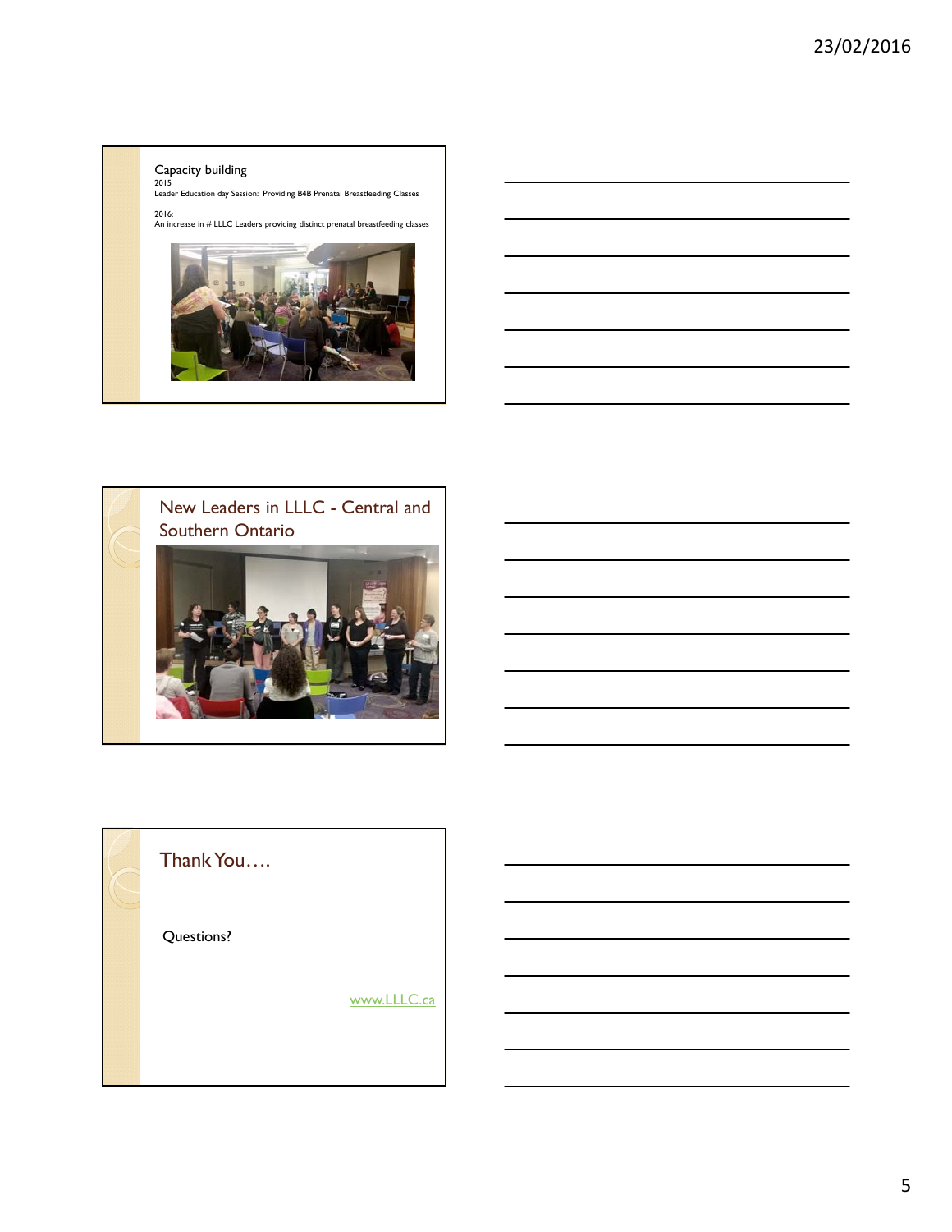## Capacity building

2015
Leader Education day Session: Providing B4B Prenatal Breastfeeding Classes

2016:
An increase in # LLLC Leaders providing distinct prenatal breastfeeding classes

## New Leaders in LLLC - Central and Southern Ontario

## Thank You….

Questions?

www.LLLC.ca